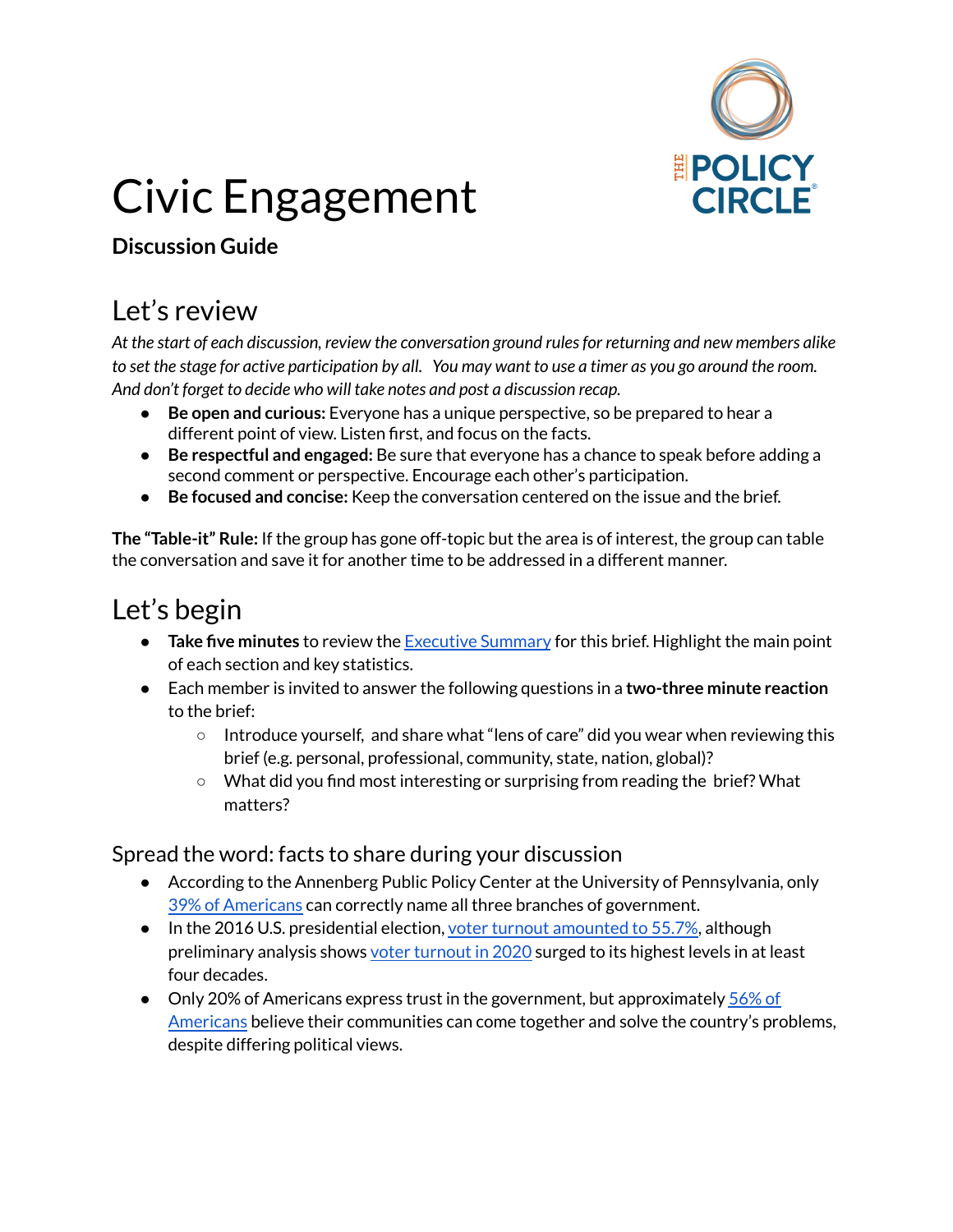# Civic Engagement

**Discussion Guide**

## Let's review

*At the start of each discussion, review the conversation ground rules for returning and new members alike to set the stage for active participation by all. You may want to use a timer as you go around the room. And don't forget to decide who will take notes and post a discussion recap.*

- **Be open and curious:** Everyone has a unique perspective, so be prepared to hear a different point of view. Listen first, and focus on the facts.
- **Be respectful and engaged:** Be sure that everyone has a chance to speak before adding a second comment or perspective. Encourage each other's participation.
- **Be focused and concise:** Keep the conversation centered on the issue and the brief.

**The "Table-it" Rule:** If the group has gone off-topic but the area is of interest, the group can table the conversation and save it for another time to be addressed in a different manner.

## Let's begin

- **Take five minutes** to review the Executive Summary for this brief. Highlight the main point of each section and key statistics.
- Each member is invited to answer the following questions in a **two-three minute reaction** to the brief:
  - Introduce yourself, and share what "lens of care" did you wear when reviewing this brief (e.g. personal, professional, community, state, nation, global)?
  - What did you find most interesting or surprising from reading the brief? What matters?

### Spread the word: facts to share during your discussion

- According to the Annenberg Public Policy Center at the University of Pennsylvania, only 39% of Americans can correctly name all three branches of government.
- In the 2016 U.S. presidential election, voter turnout amounted to 55.7%, although preliminary analysis shows voter turnout in 2020 surged to its highest levels in at least four decades.
- Only 20% of Americans express trust in the government, but approximately 56% of Americans believe their communities can come together and solve the country's problems, despite differing political views.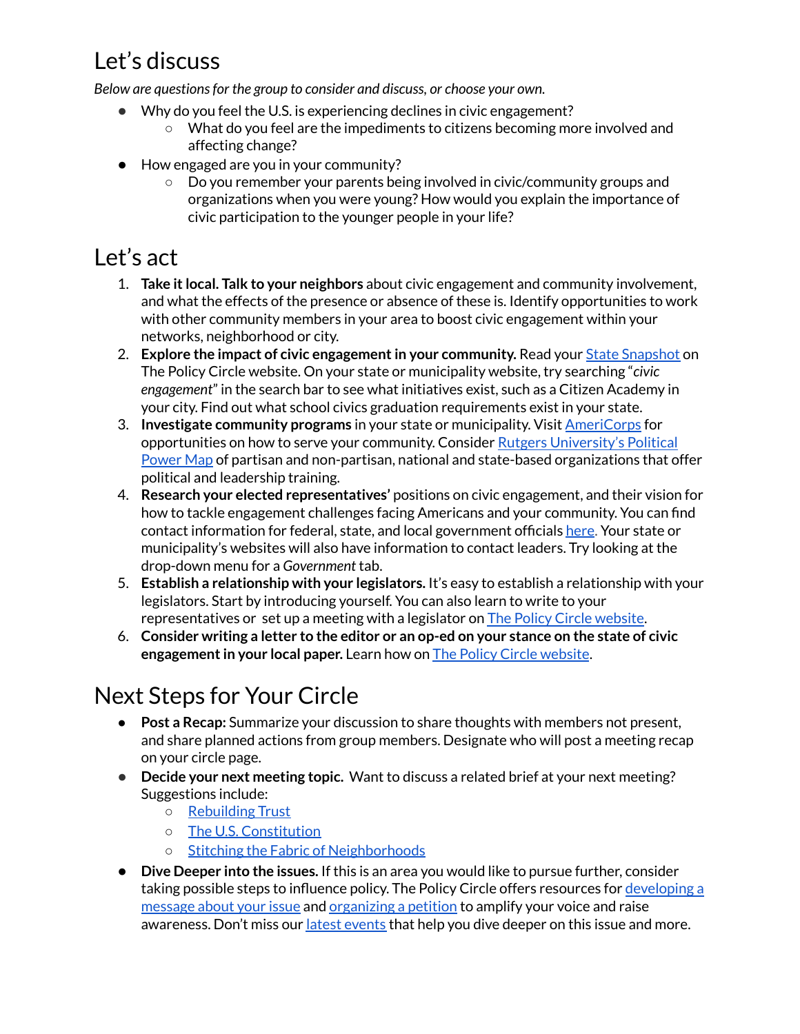## Let's discuss

*Below are questions for the group to consider and discuss, or choose your own.*

- Why do you feel the U.S. is experiencing declines in civic engagement?
  - What do you feel are the impediments to citizens becoming more involved and affecting change?
- How engaged are you in your community?
  - Do you remember your parents being involved in civic/community groups and organizations when you were young? How would you explain the importance of civic participation to the younger people in your life?

## Let's act

1. **Take it local. Talk to your neighbors** about civic engagement and community involvement, and what the effects of the presence or absence of these is. Identify opportunities to work with other community members in your area to boost civic engagement within your networks, neighborhood or city.
2. **Explore the impact of civic engagement in your community.** Read your State Snapshot on The Policy Circle website. On your state or municipality website, try searching "*civic engagement*" in the search bar to see what initiatives exist, such as a Citizen Academy in your city. Find out what school civics graduation requirements exist in your state.
3. **Investigate community programs** in your state or municipality. Visit AmeriCorps for opportunities on how to serve your community. Consider Rutgers University's Political Power Map of partisan and non-partisan, national and state-based organizations that offer political and leadership training.
4. **Research your elected representatives'** positions on civic engagement, and their vision for how to tackle engagement challenges facing Americans and your community. You can find contact information for federal, state, and local government officials here. Your state or municipality's websites will also have information to contact leaders. Try looking at the drop-down menu for a *Government* tab.
5. **Establish a relationship with your legislators.** It's easy to establish a relationship with your legislators. Start by introducing yourself. You can also learn to write to your representatives or set up a meeting with a legislator on The Policy Circle website.
6. **Consider writing a letter to the editor or an op-ed on your stance on the state of civic engagement in your local paper.** Learn how on The Policy Circle website.

## Next Steps for Your Circle

- **Post a Recap:** Summarize your discussion to share thoughts with members not present, and share planned actions from group members. Designate who will post a meeting recap on your circle page.
- **Decide your next meeting topic.** Want to discuss a related brief at your next meeting? Suggestions include:
  - Rebuilding Trust
  - The U.S. Constitution
  - Stitching the Fabric of Neighborhoods
- **Dive Deeper into the issues.** If this is an area you would like to pursue further, consider taking possible steps to influence policy. The Policy Circle offers resources for developing a message about your issue and organizing a petition to amplify your voice and raise awareness. Don't miss our latest events that help you dive deeper on this issue and more.